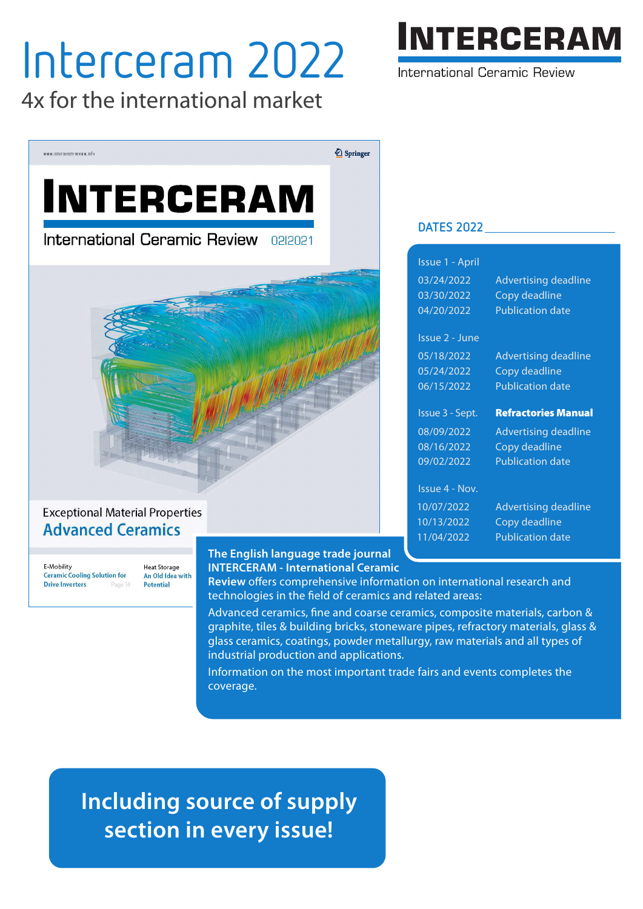# Interceram 2022

4x for the international market

**INTERCERAM**
International Ceramic Review

www.interceram-review.info

Springer

**INTERCERAM**
International Ceramic Review 02|2021

Exceptional Material Properties
**Advanced Ceramics**

E-Mobility
Ceramic Cooling Solution for Drive Inverters Page 14

Heat Storage
An Old Idea with Potential

## DATES 2022

| Issue 1 - April | |
|---|---|
| 03/24/2022 | Advertising deadline |
| 03/30/2022 | Copy deadline |
| 04/20/2022 | Publication date |
| **Issue 2 - June** | |
| 05/18/2022 | Advertising deadline |
| 05/24/2022 | Copy deadline |
| 06/15/2022 | Publication date |
| **Issue 3 - Sept.** | **Refractories Manual** |
| 08/09/2022 | Advertising deadline |
| 08/16/2022 | Copy deadline |
| 09/02/2022 | Publication date |
| **Issue 4 - Nov.** | |
| 10/07/2022 | Advertising deadline |
| 10/13/2022 | Copy deadline |
| 11/04/2022 | Publication date |

**The English language trade journal INTERCERAM - International Ceramic Review** offers comprehensive information on international research and technologies in the field of ceramics and related areas:

Advanced ceramics, fine and coarse ceramics, composite materials, carbon & graphite, tiles & building bricks, stoneware pipes, refractory materials, glass & glass ceramics, coatings, powder metallurgy, raw materials and all types of industrial production and applications.

Information on the most important trade fairs and events completes the coverage.

**Including source of supply section in every issue!**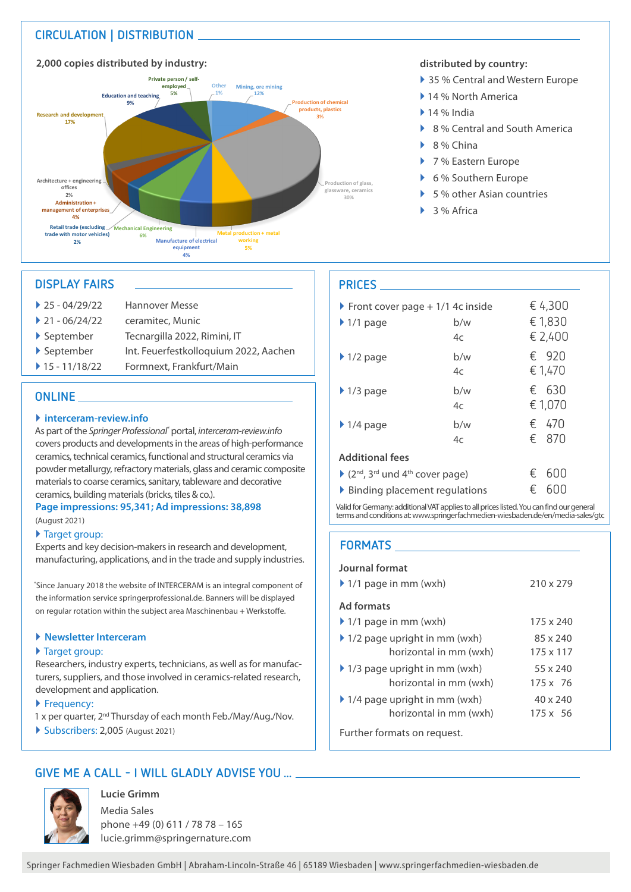## CIRCULATION | DISTRIBUTION

**2,000 copies distributed by industry:**

Private person / self-employed 5%
Other 1%
Mining, ore mining 12%
Production of chemical products, plastics 3%
Education and teaching 9%
Research and development 17%
Production of glass, glassware, ceramics 30%
Architecture + engineering offices 2%
Administration + management of enterprises 4%
Retail trade (excluding trade with motor vehicles) 2%
Mechanical Engineering 6%
Manufacture of electrical equipment 4%
Metal production + metal working 5%

**distributed by country:**

- 35 % Central and Western Europe
- 14 % North America
- 14 % India
- 8 % Central and South America
- 8 % China
- 7 % Eastern Europe
- 6 % Southern Europe
- 5 % other Asian countries
- 3 % Africa

## DISPLAY FAIRS

| | |
|---|---|
| 25 - 04/29/22 | Hannover Messe |
| 21 - 06/24/22 | ceramitec, Munic |
| September | Tecnargilla 2022, Rimini, IT |
| September | Int. Feuerfestkolloquium 2022, Aachen |
| 15 - 11/18/22 | Formnext, Frankfurt/Main |

## ONLINE

- **interceram-review.info**

As part of the *Springer Professional*\* portal, *interceram-review.info* covers products and developments in the areas of high-performance ceramics, technical ceramics, functional and structural ceramics via powder metallurgy, refractory materials, glass and ceramic composite materials to coarse ceramics, sanitary, tableware and decorative ceramics, building materials (bricks, tiles & co.).

**Page impressions: 95,341; Ad impressions: 38,898**
(August 2021)

- Target group:

Experts and key decision-makers in research and development, manufacturing, applications, and in the trade and supply industries.

\*Since January 2018 the website of INTERCERAM is an integral component of the information service springerprofessional.de. Banners will be displayed on regular rotation within the subject area Maschinenbau + Werkstoffe.

- **Newsletter Interceram**
- Target group:

Researchers, industry experts, technicians, as well as for manufacturers, suppliers, and those involved in ceramics-related research, development and application.

- Frequency:

1 x per quarter, 2nd Thursday of each month Feb./May/Aug./Nov.

- Subscribers: 2,005 (August 2021)

## PRICES

| | | |
|---|---|---|
| Front cover page + 1/1 4c inside | | € 4,300 |
| 1/1 page | b/w | € 1,830 |
| | 4c | € 2,400 |
| 1/2 page | b/w | € 920 |
| | 4c | € 1,470 |
| 1/3 page | b/w | € 630 |
| | 4c | € 1,070 |
| 1/4 page | b/w | € 470 |
| | 4c | € 870 |

**Additional fees**

| | |
|---|---|
| (2nd, 3rd und 4th cover page) | € 600 |
| Binding placement regulations | € 600 |

Valid for Germany: additional VAT applies to all prices listed. You can find our general terms and conditions at: www.springerfachmedien-wiesbaden.de/en/media-sales/gtc

## FORMATS

**Journal format**

| | |
|---|---|
| 1/1 page in mm (wxh) | 210 x 279 |

**Ad formats**

| | |
|---|---|
| 1/1 page in mm (wxh) | 175 x 240 |
| 1/2 page upright in mm (wxh) | 85 x 240 |
| horizontal in mm (wxh) | 175 x 117 |
| 1/3 page upright in mm (wxh) | 55 x 240 |
| horizontal in mm (wxh) | 175 x 76 |
| 1/4 page upright in mm (wxh) | 40 x 240 |
| horizontal in mm (wxh) | 175 x 56 |

Further formats on request.

## GIVE ME A CALL - I WILL GLADLY ADVISE YOU ...

**Lucie Grimm**
Media Sales
phone +49 (0) 611 / 78 78 – 165
lucie.grimm@springernature.com

Springer Fachmedien Wiesbaden GmbH | Abraham-Lincoln-Straße 46 | 65189 Wiesbaden | www.springerfachmedien-wiesbaden.de